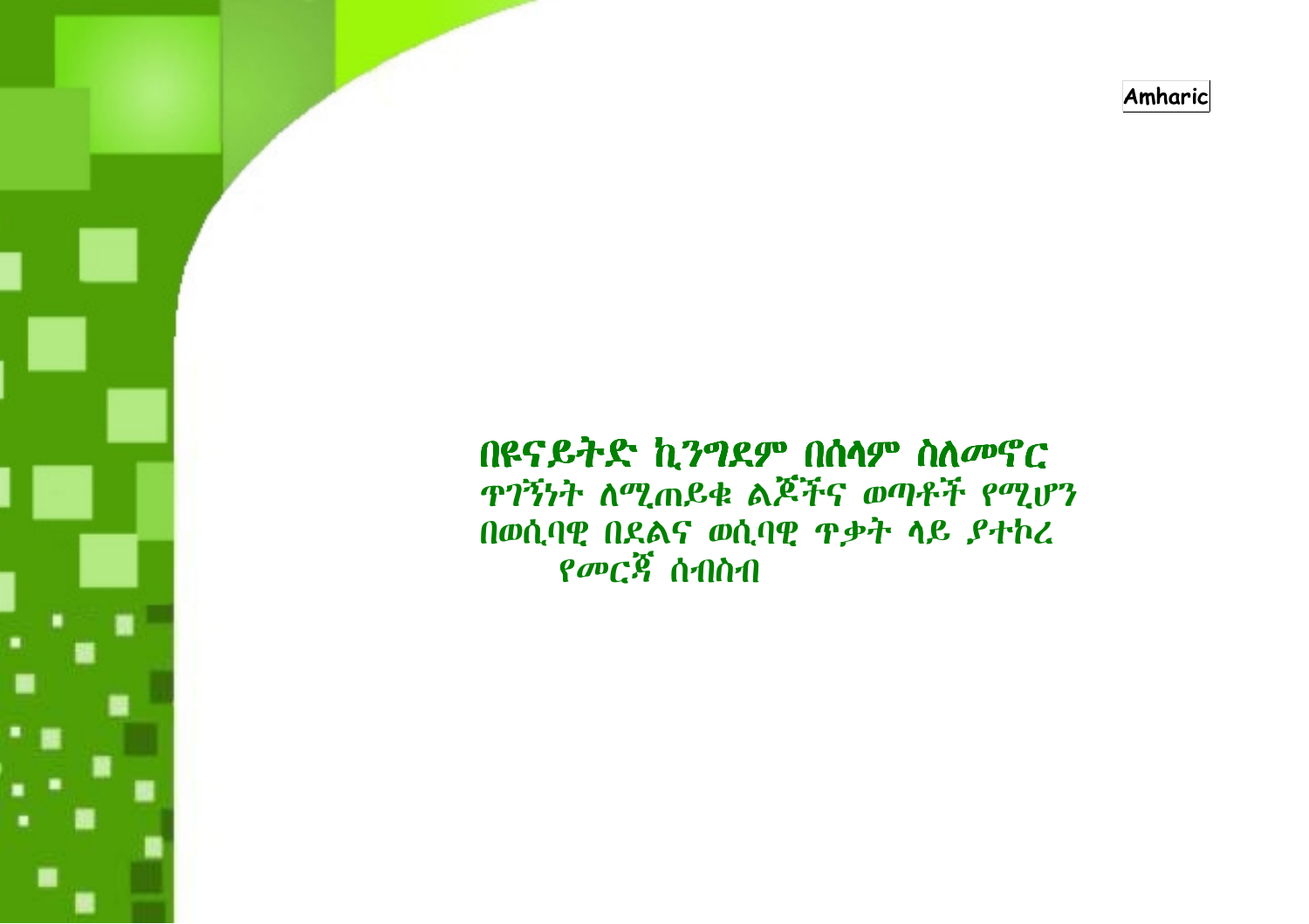Amharic

# በዩናይትድ ኪንግደም በሰላም ስለመኖር ጥገኝነት ለሚጠይቁ ልጆችና ወጣቶች የሚሆን በወሲባዊ በደልና ወሲባዊ ጥቃት ላይ ያተኮረ የመርጃ ሰብስብ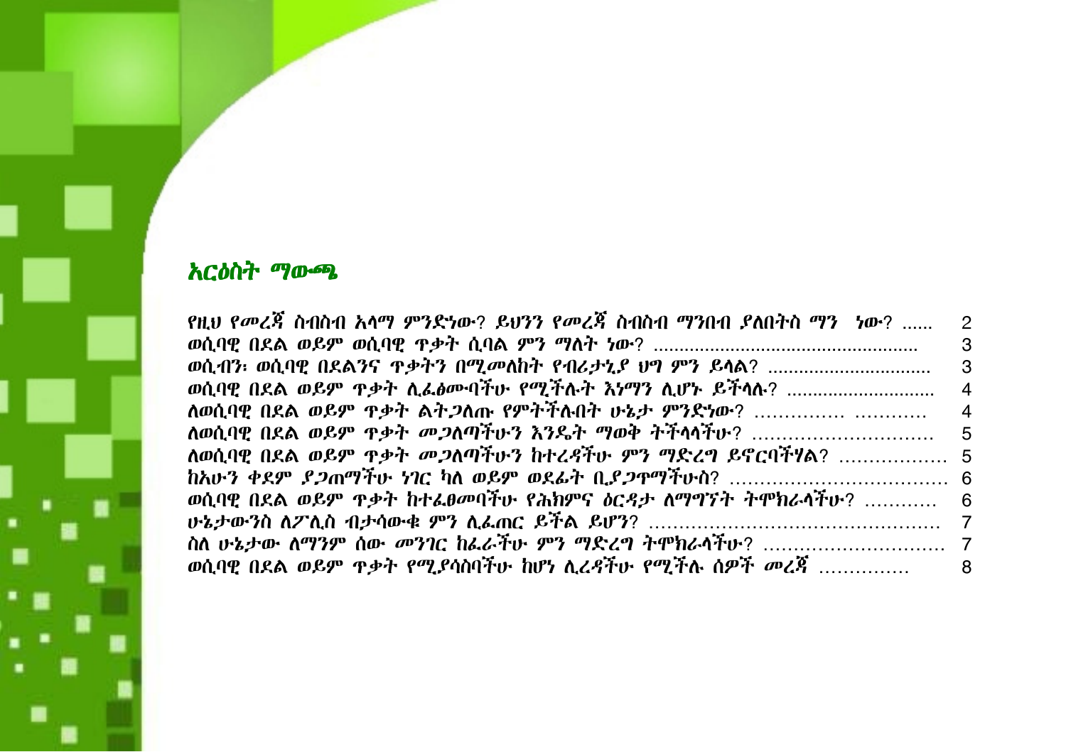## አርዕስት ማውጫ

| | |
|---|---|
| የዚህ የመረጃ ስብስብ አላማ ምንድነው? ይህንን የመረጃ ስብስብ ማንበብ ያለበትስ ማን ነው? ...... | 2 |
| ወሲባዊ በደል ወይም ወሲባዊ ጥቃት ሲባል ምን ማለት ነው? .................................................. | 3 |
| ወሲብን፡ ወሲባዊ በደልንና ጥቃትን በሚመለከት የብሪታኒያ ህግ ምን ይላል? ................................ | 3 |
| ወሲባዊ በደል ወይም ጥቃት ሊፈፅሙባችሁ የሚችሉት እነማን ሊሆኑ ይችላሉ? ............................ | 4 |
| ለወሲባዊ በደል ወይም ጥቃት ልትጋለጡ የምትችሉበት ሁኔታ ምንድነው? …………… ………… | 4 |
| ለወሲባዊ በደል ወይም ጥቃት መጋለጣችሁን እንዴት ማወቅ ትችላላችሁ? ………………………… | 5 |
| ለወሲባዊ በደል ወይም ጥቃት መጋለጣችሁን ከተረዳችሁ ምን ማድረግ ይኖርባችሃል? ……………… | 5 |
| ከአሁን ቀደም ያጋጠማችሁ ነገር ካለ ወይም ወደፊት ቢያጋጥማችሁስ? ……………………………… | 6 |
| ወሲባዊ በደል ወይም ጥቃት ከተፈፀመባችሁ የሕክምና ዕርዳታ ለማግኘት ትሞክራላችሁ? ………… | 6 |
| ሁኔታውንስ ለፖሊስ ብታሳውቁ ምን ሊፈጠር ይችል ይሆን? ………………………………………… | 7 |
| ስለ ሁኔታው ለማንም ሰው መንገር ከፈራችሁ ምን ማድረግ ትሞክራላችሁ? ………………………… | 7 |
| ወሲባዊ በደል ወይም ጥቃት የሚያሳስባችሁ ከሆነ ሊረዳችሁ የሚችሉ ሰዎች መረጃ …………… | 8 |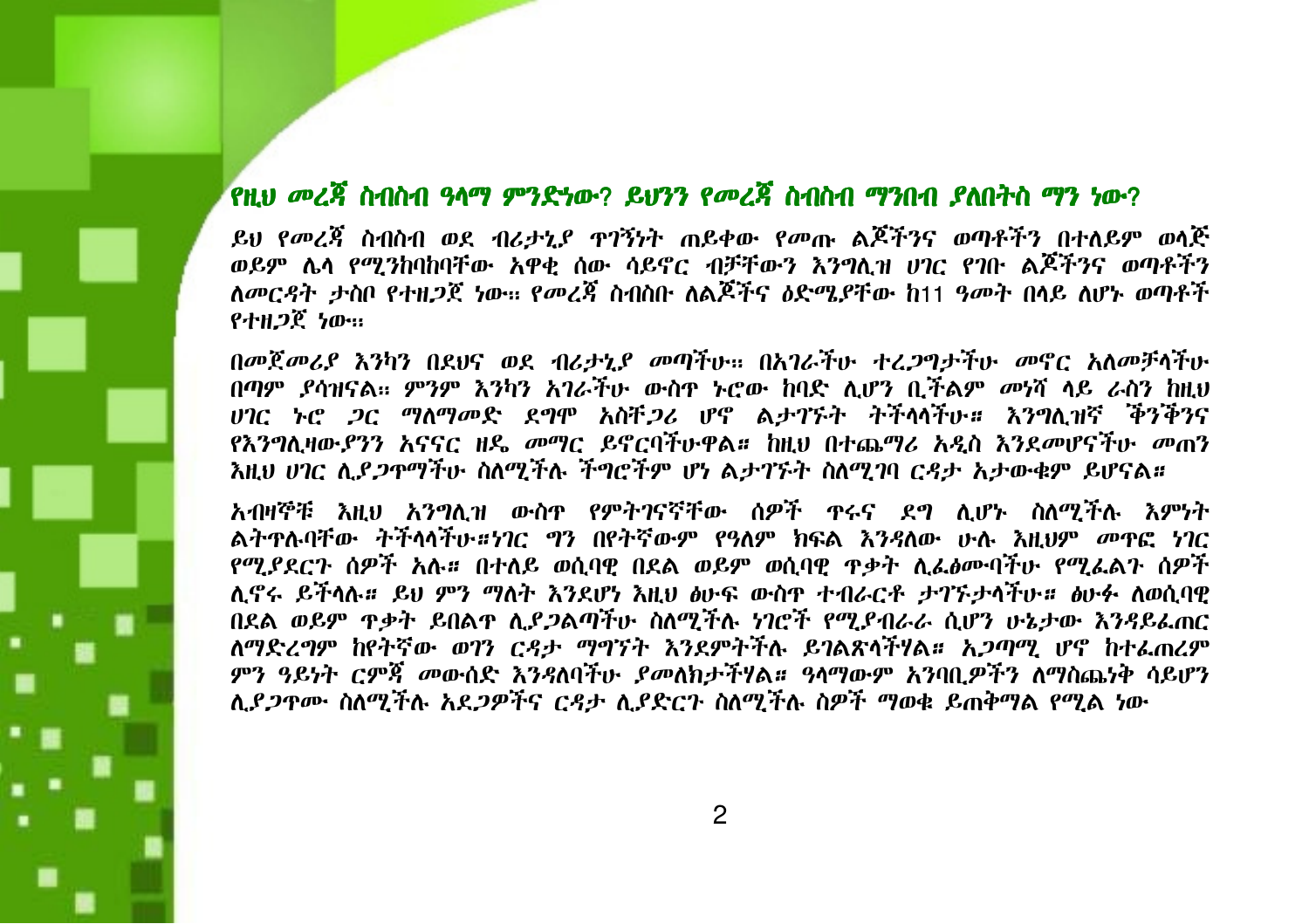## የዚህ መረጃ ስብስብ ዓላማ ምንድነው? ይህንን የመረጃ ስብስብ ማንበብ ያለበትስ ማን ነው?

ይህ የመረጃ ስብስብ ወደ ብሪታኒያ ጥገኝነት ጠይቀው የመጡ ልጆችንና ወጣቶችን በተለይም ወላጅ ወይም ሌላ የሚንከባከባቸው አዋቂ ሰው ሳይኖር ብቻቸውን እንግሊዝ ሀገር የገቡ ልጆችንና ወጣቶችን ለመርዳት ታስቦ የተዘጋጀ ነው። የመረጃ ስብስቡ ለልጆችና ዕድሜያቸው ከ11 ዓመት በላይ ለሆኑ ወጣቶች የተዘጋጀ ነው።

በመጀመሪያ እንኳን በደህና ወደ ብሪታኒያ መጣችሁ። በአገራችሁ ተረጋግታችሁ መኖር አለመቻላችሁ በጣም ያሳዝናል። ምንም እንኳን አገራችሁ ውስጥ ኑሮው ከባድ ሊሆን ቢችልም መነሻ ላይ ራስን ከዚህ ሀገር ኑሮ ጋር ማለማመድ ደግሞ አስቸጋሪ ሆኖ ልታገኙት ትችላላችሁ። እንግሊዝኛ ቅንቅንና የእንግሊዛውያንን አናናር ዘዴ መማር ይኖርባችሁዋል። ከዚህ በተጨማሪ አዲስ እንደመሆናችሁ መጠን እዚህ ሀገር ሊያጋጥማችሁ ስለሚችሉ ችግሮችም ሆነ ልታገኙት ስለሚገባ ርዳታ አታውቁም ይሆናል።

አብዛኞቹ እዚህ እንግሊዝ ውስጥ የምትገናኛቸው ሰዎች ጥሩና ደግ ሊሆኑ ስለሚችሉ እምነት ልትጥሉባቸው ትችላላችሁ።ነገር ግን በየትኛውም የዓለም ክፍል እንዳለው ሁሉ እዚህም መጥፎ ነገር የሚያደርጉ ሰዎች አሉ። በተለይ ወሲባዊ በደል ወይም ወሲባዊ ጥቃት ሊፈፅሙባችሁ የሚፈልጉ ሰዎች ሊኖሩ ይችላሉ። ይህ ምን ማለት እንደሆነ እዚህ ፅሁፍ ውስጥ ተብራርቶ ታገኙታላችሁ። ፅሁፉ ለወሲባዊ በደል ወይም ጥቃት ይበልጥ ሊያጋልጣችሁ ስለሚችሉ ነገሮች የሚያብራራ ሲሆን ሁኔታው እንዳይፈጠር ለማድረግም ከየትኛው ወገን ርዳታ ማግኘት እንደምትችሉ ይገልጽላችሃል። አጋጣሚ ሆኖ ከተፈጠረም ምን ዓይነት ርምጃ መውሰድ እንዳለባችሁ ያመለክታችሃል። ዓላማውም አንባቢዎችን ለማስጨነቅ ሳይሆን ሊያጋጥሙ ስለሚችሉ አደጋዎችና ርዳታ ሊያደርጉ ስለሚችሉ ሰዎች ማወቁ ይጠቅማል የሚል ነው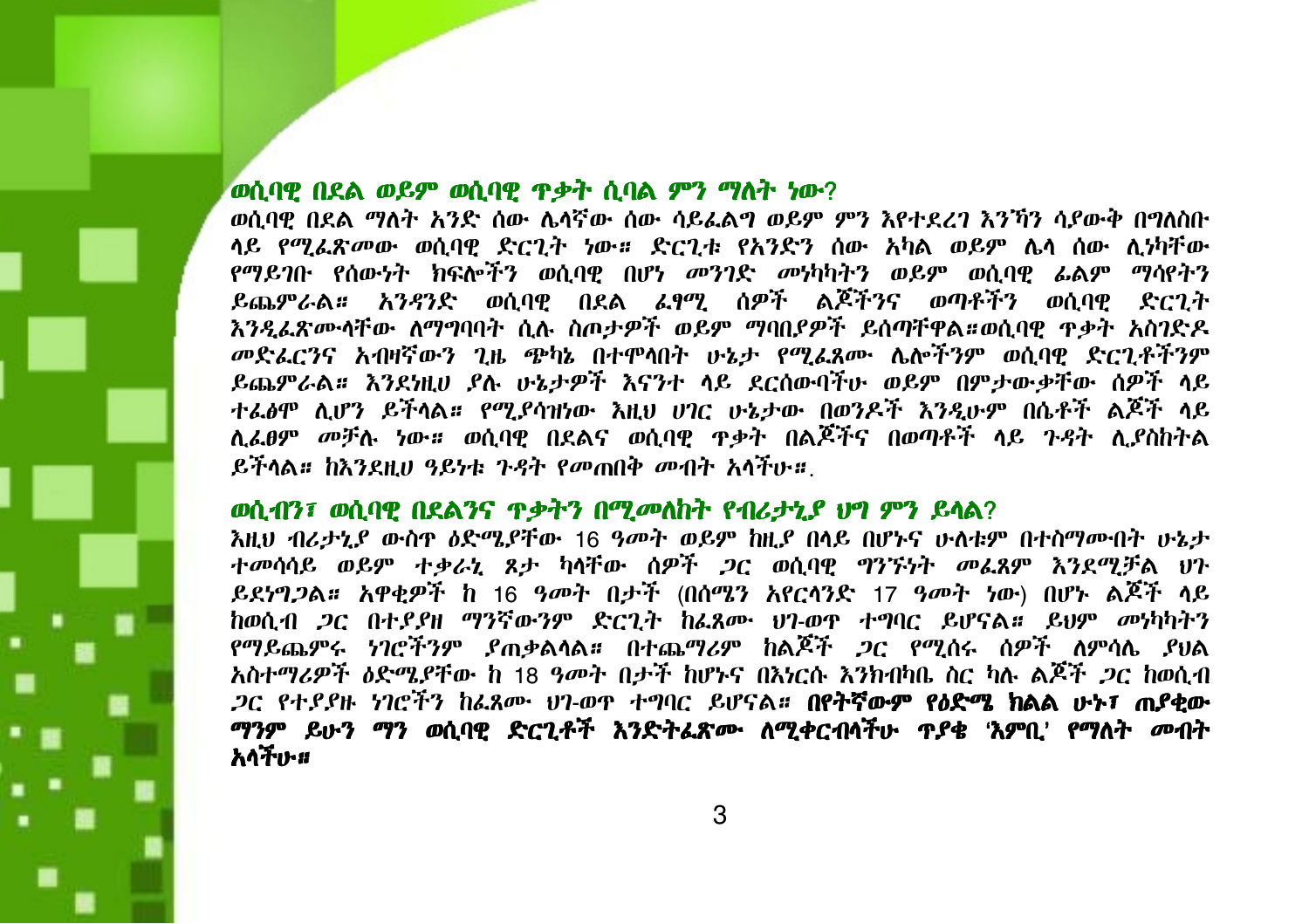## ወሲባዊ በደል ወይም ወሲባዊ ጥቃት ሲባል ምን ማለት ነው?

ወሲባዊ በደል ማለት አንድ ሰው ሌላኛው ሰው ሳይፈልግ ወይም ምን እየተደረገ እንኻን ሳያውቅ በግለሰቡ ላይ የሚፈጽመው ወሲባዊ ድርጊት ነው። ድርጊቱ የአንድን ሰው አካል ወይም ሌላ ሰው ሊነካቸው የማይገቡ የሰውነት ክፍሎችን ወሲባዊ በሆነ መንገድ መነካካትን ወይም ወሲባዊ ፊልም ማሳየትን ይጨምራል። አንዳንድ ወሲባዊ በደል ፈፃሚ ሰዎች ልጆችንና ወጣቶችን ወሲባዊ ድርጊት እንዲፈጽሙላቸው ለማግባባት ሲሉ ስጦታዎች ወይም ማባበያዎች ይሰጣቸዋል።ወሲባዊ ጥቃት አስገድዶ መድፈርንና አብዛኛውን ጊዜ ጭካኔ በተሞላበት ሁኔታ የሚፈጸሙ ሌሎችንም ወሲባዊ ድርጊቶችንም ይጨምራል። እንደነዚህ ያሉ ሁኔታዎች እናንተ ላይ ደርሰውባችሁ ወይም በምታውቋቸው ሰዎች ላይ ተፈፅሞ ሊሆን ይችላል። የሚያሳዝነው እዚህ ሀገር ሁኔታው በወንዶች እንዲሁም በሴቶች ልጆች ላይ ሊፈፀም መቻሉ ነው። ወሲባዊ በደልና ወሲባዊ ጥቃት በልጆችና በወጣቶች ላይ ጉዳት ሊያስከትል ይችላል። ከእንደዚህ ዓይነቱ ጉዳት የመጠበቅ መብት አላችሁ።.

## ወሲብን፣ ወሲባዊ በደልንና ጥቃትን በሚመለከት የብሪታኒያ ህግ ምን ይላል?

እዚህ ብሪታኒያ ውስጥ ዕድሜያቸው 16 ዓመት ወይም ከዚያ በላይ በሆኑና ሁለቱም በተስማሙበት ሁኔታ ተመሳሳይ ወይም ተቃራኒ ጾታ ካላቸው ሰዎች ጋር ወሲባዊ ግንኙነት መፈጸም እንደሚቻል ህጉ ይደነግጋል። አዋቂዎች ከ 16 ዓመት በታች (በሰሜን አየርላንድ 17 ዓመት ነው) በሆኑ ልጆች ላይ ከወሲብ ጋር በተያያዘ ማንኛውንም ድርጊት ከፈጸሙ ህገ-ወጥ ተግባር ይሆናል። ይህም መነካካትን የማይጨምሩ ነገሮችንም ያጠቃልላል። በተጨማሪም ከልጆች ጋር የሚሰሩ ሰዎች ለምሳሌ ያህል አስተማሪዎች ዕድሜያቸው ከ 18 ዓመት በታች ከሆኑና በእነርሱ እንክብካቤ ስር ካሉ ልጆች ጋር ከወሲብ ጋር የተያያዙ ነገሮችን ከፈጸሙ ህገ-ወጥ ተግባር ይሆናል። **በየትኛውም የዕድሜ ክልል ሁኑ፣ ጠያቂው ማንም ይሁን ማን ወሲባዊ ድርጊቶች እንድትፈጽሙ ለሚቀርብላችሁ ጥያቄ 'እምቢ' የማለት መብት አላችሁ።**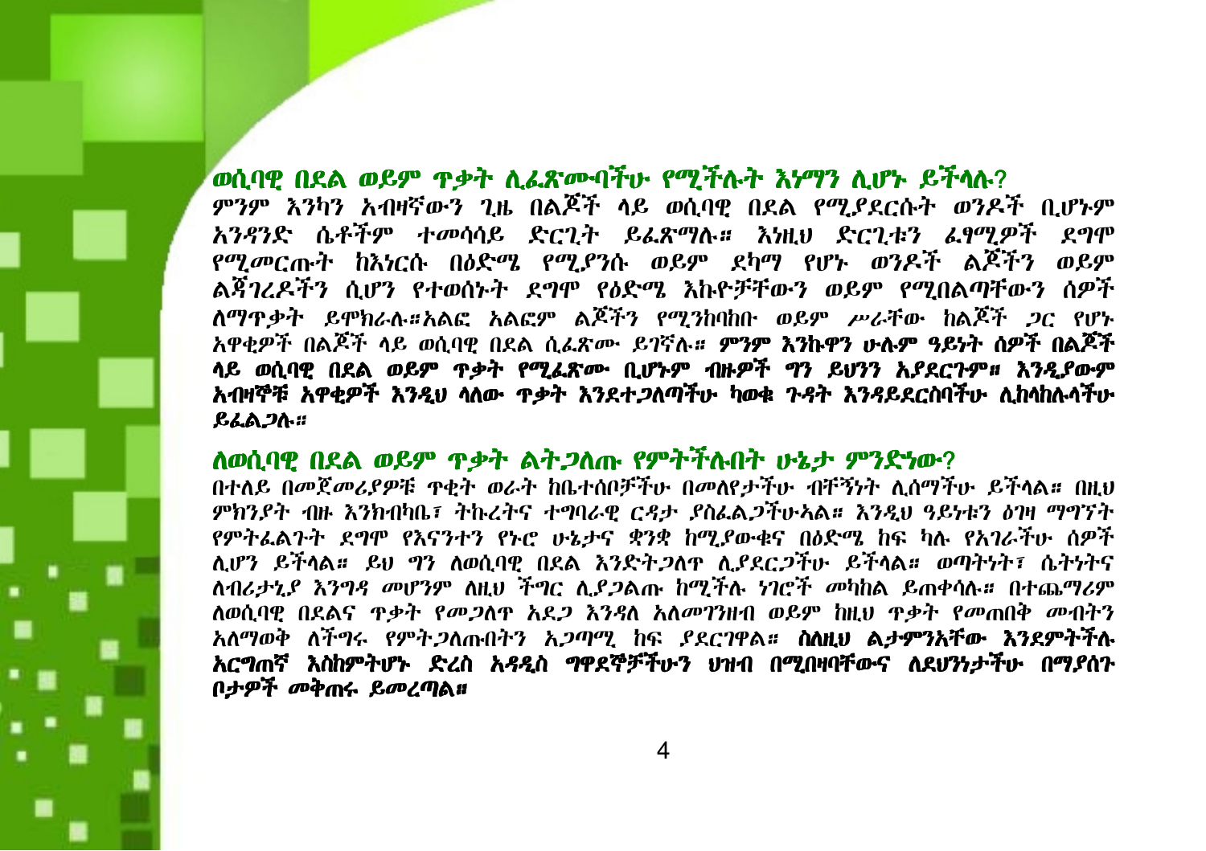## ወሲባዊ በደል ወይም ጥቃት ሊፈጽሙባችሁ የሚችሉት እነማን ሊሆኑ ይችላሉ?

ምንም እንኳን አብዛኛውን ጊዜ በልጆች ላይ ወሲባዊ በደል የሚያደርሱት ወንዶች ቢሆኑም አንዳንድ ሴቶችም ተመሳሳይ ድርጊት ይፈጽማሉ። እነዚህ ድርጊቱን ፈፃሚዎች ደግሞ የሚመርጡት ከእነርሱ በዕድሜ የሚያንሱ ወይም ደካማ የሆኑ ወንዶች ልጆችን ወይም ልጃገረዶችን ሲሆን የተወሰኑት ደግሞ የዕድሜ እኩዮቻቸውን ወይም የሚበልጣቸውን ሰዎች ለማጥቃት ይሞክራሉ።አልፎ አልፎም ልጆችን የሚንከባከቡ ወይም ሥራቸው ከልጆች ጋር የሆኑ አዋቂዎች በልጆች ላይ ወሲባዊ በደል ሲፈጽሙ ይገኛሉ። **ምንም እንኳዋን ሁሉም ዓይነት ሰዎች በልጆች ላይ ወሲባዊ በደል ወይም ጥቃት የሚፈጽሙ ቢሆኑም ብዙዎች ግን ይህንን አያደርጉም። እንዲያውም አብዛኞቹ አዋቂዎች እንዲህ ላለው ጥቃት እንደተጋለጣችሁ ካወቁ ጉዳት እንዳይደርስባችሁ ሊከላከሉላችሁ ይፈልጋሉ።**

## ለወሲባዊ በደል ወይም ጥቃት ልትጋለጡ የምትችሉበት ሁኔታ ምንድነው?

በተለይ በመጀመሪያዎቹ ጥቂት ወራት ከቤተሰቦቻችሁ በመለየታችሁ ብቸኝነት ሊሰማችሁ ይችላል። በዚህ ምክንያት ብዙ እንክብካቤ፣ ትኩረትና ተግባራዊ ርዳታ ያስፈልጋችሁአል። እንዲህ ዓይነቱን ዕገዛ ማግኘት የምትፈልጉት ደግሞ የእናንተን የኑሮ ሁኔታና ቋንቋ ከሚያውቁና በዕድሜ ከፍ ካሉ የአገራችሁ ሰዎች ሊሆን ይችላል። ይህ ግን ለወሲባዊ በደል እንድትጋለጥ ሊያደርጋችሁ ይችላል። ወጣትነት፣ ሴትነትና ለብሪታኒያ እንግዳ መሆንም ለዚህ ችግር ሊያጋልጡ ከሚችሉ ነገሮች መካከል ይጠቀሳሉ። በተጨማሪም ለወሲባዊ በደልና ጥቃት የመጋለጥ አደጋ እንዳለ አለመገንዘብ ወይም ከዚህ ጥቃት የመጠበቅ መብትን አለማወቅ ለችግሩ የምትጋለጡበትን አጋጣሚ ከፍ ያደርገዋል። **ስለዚህ ልታምንአቸው እንደምትችሉ አርግጠኛ እስከምትሆኑ ድረስ አዳዲስ ግዋደኞቻችሁን ህዝብ በሚበዛባቸውና ለደህንነታችሁ በማያሰጉ ቦታዎች መቅጠሩ ይመረጣል።**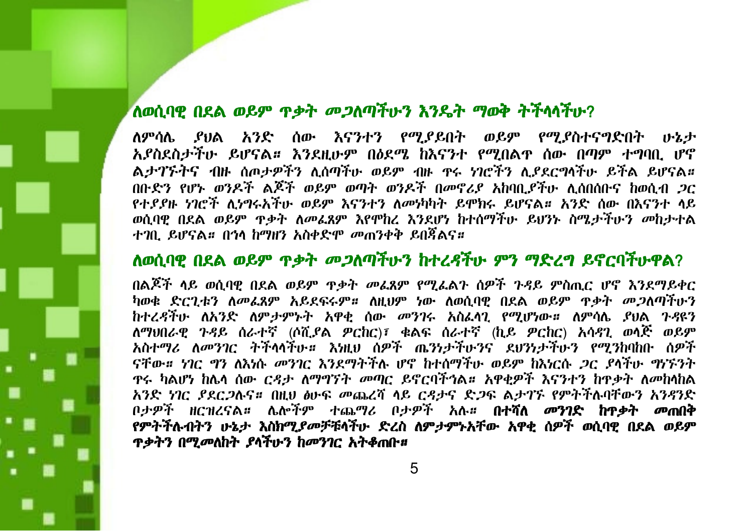## ለወሲባዊ በደል ወይም ጥቃት መጋለጣችሁን እንዴት ማወቅ ትችላላችሁ?

ለምሳሌ ያህል አንድ ሰው እናንተን የሚያይበት ወይም የሚያስተናግድበት ሁኔታ አያስደስታችሁ ይሆናል። እንደዚሁም በዕድሜ ከእናንተ የሚበልጥ ሰው በጣም ተግባቢ ሆኖ ልታገኙትና ብዙ ስጦታዎችን ሊሰጣችሁ ወይም ብዙ ጥሩ ነገሮችን ሊያደርግላችሁ ይችል ይሆናል። በቡድን የሆኑ ወንዶች ልጆች ወይም ወጣት ወንዶች በመኖሪያ አከባቢያችሁ ሊሰበሰቡና ከወሲብ ጋር የተያያዙ ነገሮች ሊነግሩአችሁ ወይም እናንተን ለመነካካት ይሞክሩ ይሆናል። አንድ ሰው በእናንተ ላይ ወሲባዊ በደል ወይም ጥቃት ለመፈጸም እየሞከረ እንደሆነ ከተሰማችሁ ይህንኑ ስሜታችሁን መከታተል ተገቢ ይሆናል። በኋላ ከማዘን አስቀድሞ መጠንቀቅ ይበጃልና።

## ለወሲባዊ በደል ወይም ጥቃት መጋለጣችሁን ከተረዳችሁ ምን ማድረግ ይኖርባችሁዋል?

በልጆች ላይ ወሲባዊ በደል ወይም ጥቃት መፈጸም የሚፈልጉ ሰዎች ጉዳይ ምስጢር ሆኖ እንደማይቀር ካወቁ ድርጊቱን ለመፈጸም አይደፍሩም። ለዚህም ነው ለወሲባዊ በደል ወይም ጥቃት መጋለጣችሁን ከተረዳችሁ ለአንድ ለምታምኑት አዋቂ ሰው መንገሩ አስፈላጊ የሚሆነው። ለምሳሌ ያህል ጉዳዩን ለማህበራዊ ጉዳይ ሰራተኛ (ሶሺያል ዎርከር)፣ ቁልፍ ሰራተኛ (ኪይ ዎርከር) አሳዳጊ ወላጅ ወይም አስተማሪ ለመንገር ትችላላችሁ። እነዚህ ሰዎች ጤንነታችሁንና ደህንነታችሁን የሚንከባከቡ ሰዎች ናቸው። ነገር ግን ለእነሱ መንገር እንደማትችሉ ሆኖ ከተሰማችሁ ወይም ከእነርሱ ጋር ያላችሁ ግንኙነት ጥሩ ካልሆነ ከሌላ ሰው ርዳታ ለማግኘት መጣር ይኖርባችኋል። አዋቂዎች እናንተን ከጥቃት ለመከላከል አንድ ነገር ያደርጋሉና። በዚህ ፅሁፍ መጨረሻ ላይ ርዳታና ድጋፍ ልታገኙ የምትችሉባቸውን አንዳንድ ቦታዎች ዘርዝረናል። ሌሎችም ተጨማሪ ቦታዎች አሉ። **በተሻለ መንገድ ከጥቃት መጠበቅ የምትችሉብትን ሁኔታ እስከሚያመቻቹላችሁ ድረስ ለምታምኑአቸው አዋቂ ሰዎች ወሲባዊ በደል ወይም ጥቃትን በሚመለከት ያላችሁን ከመንገር አትቆጠቡ።**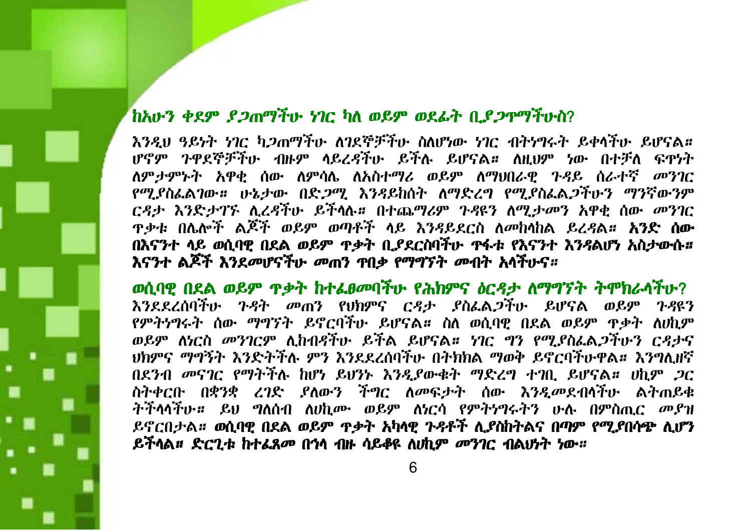## ከአሁን ቀደም ያጋጠማችሁ ነገር ካለ ወይም ወደፊት ቢያጋጥማችሁስ?

እንዲህ ዓይነት ነገር ካጋጠማችሁ ለገደኞቻችሁ ስለሆነው ነገር ብትነግሩት ይቀላችሁ ይሆናል። ሆኖም ጉዋደኞቻችሁ ብዙም ላይረዳችሁ ይችሉ ይሆናል። ለዚህም ነው በተቻለ ፍጥነት ለምታምኑት አዋቂ ሰው ለምሳሌ ለአስተማሪ ወይም ለማህበራዊ ጉዳይ ሰራተኛ መንገር የሚያስፈልገው። ሁኔታው በድጋሚ እንዳይከሰት ለማድረግ የሚያስፈልጋችሁን ማንኛውንም ርዳታ እንድታገኙ ሊረዳችሁ ይችላሉ። በተጨማሪም ጉዳዩን ለሚታመን አዋቂ ሰው መንገር ጥቃቱ በሌሎች ልጆች ወይም ወጣቶች ላይ እንዳይደርስ ለመከላከል ይረዳል። **አንድ ሰው በእናንተ ላይ ወሲባዊ በደል ወይም ጥቃት ቢያደርስባችሁ ጥፋቱ የእናንተ እንዳልሆነ አስታውሱ። እናንተ ልጆች እንደመሆናችሁ መጠን ጥበቃ የማግኘት መብት አላችሁና።**

## ወሲባዊ በደል ወይም ጥቃት ከተፈፀመባችሁ የሕክምና ዕርዳታ ለማግኘት ትሞክራላችሁ?

እንደደረሰባችሁ ጉዳት መጠን የህክምና ርዳታ ያስፈልጋችሁ ይሆናል ወይም ጉዳዩን የምትነግሩት ሰው ማግኘት ይኖርባችሁ ይሆናል። ስለ ወሲባዊ በደል ወይም ጥቃት ለሀኪም ወይም ለነርስ መንገርም ሊከብዳችሁ ይችል ይሆናል። ነገር ግን የሚያስፈልጋችሁን ርዳታና ህክምና ማግኘት እንድትችሉ ምን እንደደረሰባችሁ በትክክል ማወቅ ይኖርባችሁዋል። እንግሊዘኛ በደንብ መናገር የማትችሉ ከሆነ ይህንኑ እንዲያውቁት ማድረግ ተገቢ ይሆናል። ሀኪም ጋር ስትቀርቡ በቋንቋ ረገድ ያለውን ችግር ለመፍታት ሰው እንዲመደብላችሁ ልትጠይቁ ትችላላችሁ። ይህ ግለሰብ ለሀኪሙ ወይም ለነርሷ የምትነግሩትን ሁሉ በምስጢር መያዝ ይኖርበታል። **ወሲባዊ በደል ወይም ጥቃት አካላዊ ጉዳቶች ሊያስከትልና በጣም የሚያበሳጭ ሊሆን ይችላል። ድርጊቱ ከተፈጸመ በኋላ ብዙ ሳይቆዩ ለሀኪም መንገር ብልህነት ነው።**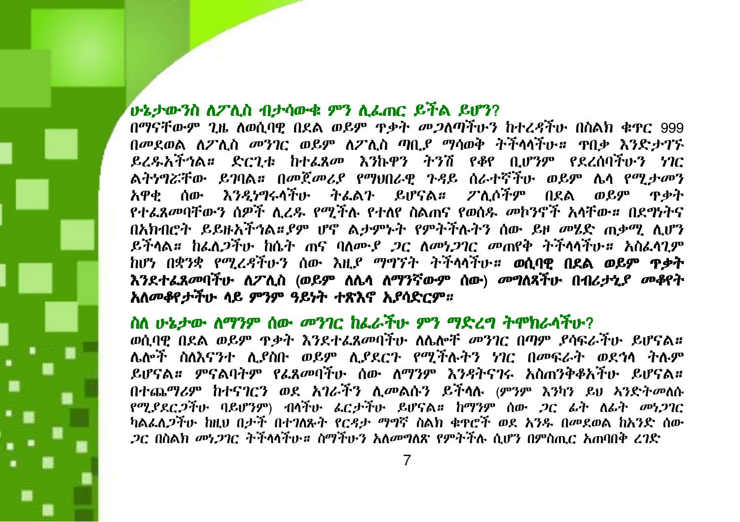## ሁኔታውንስ ለፖሊስ ብታሳውቁ ምን ሊፈጠር ይችል ይሆን?

በማናቸውም ጊዜ ለወሲባዊ በደል ወይም ጥቃት መጋለጣችሁን ከተረዳችሁ በስልክ ቁጥር 999 በመደወል ለፖሊስ መንገር ወይም ለፖሊስ ጣቢያ ማሳወቅ ትችላላችሁ። ጥበቃ እንድታገኙ ይረዱአችኋል። ድርጊቱ ከተፈጸመ እንኳዋን ትንሽ የቆየ ቢሆንም የደረሰባችሁን ነገር ልትነግሯቸው ይገባል። በመጀመሪያ የማህበራዊ ጉዳይ ሰራተኛችሁ ወይም ሌላ የሚታመን አዋቂ ሰው እንዲነግሩላችሁ ትፈልጉ ይሆናል። ፖሊሶችም በደል ወይም ጥቃት የተፈጸመባቸውን ሰዎች ሊረዱ የሚችሉ የተለየ ስልጠና የወሰዱ መኮንኖች አላቸው። በደግነትና በአክብሮት ይይዙአችኋል።ያም ሆኖ ልታምኑት የምትችሉትን ሰው ይዞ መሄድ ጠቃሚ ሊሆን ይችላል። ከፈለጋችሁ ከሴት ጠና ባለሙያ ጋር ለመነጋገር መጠየቅ ትችላላችሁ። አስፈላጊም ከሆነ በቋንቋ የሚረዳችሁን ሰው እዚያ ማግኘት ትችላላችሁ። **ወሲባዊ በደል ወይም ጥቃት እንደተፈጸመባችሁ ለፖሊስ (ወይም ለሌላ ለማንኛውም ሰው) መግለጻችሁ በብሪታኒያ መቆየት አለመቆየታችሁ ላይ ምንም ዓይነት ተጽእኖ አያሳድርም።**

## ስለ ሁኔታው ለማንም ሰው መንገር ከፈራችሁ ምን ማድረግ ትሞክራላችሁ?

ወሲባዊ በደል ወይም ጥቃት እንደተፈጸመባችሁ ለሌሎች መንገር በጣም ያሳፍራችሁ ይሆናል። ሌሎች ስለእናንተ ሊያስቡ ወይም ሊያደርጉ የሚችሉትን ነገር በመፍራት ወደኋላ ትሉም ይሆናል። ምናልባትም የፈጸመባችሁ ሰው ለማንም እንዳትናገሩ አስጠንቅቆአችሁ ይሆናል። በተጨማሪም ከተናገርን ወደ አገራችን ሊመልሱን ይችላሉ (ምንም እንኳን ይህ ኣንድትመለሱ የሚያደርጋችሁ ባይሆንም) ብላችሁ ፈርታችሁ ይሆናል። ከማንም ሰው ጋር ፊት ለፊት መነጋገር ካልፈለጋችሁ ከዚህ በታች በተገለጹት የርዳታ ማግኛ ስልክ ቁጥሮች ወደ አንዱ በመደወል ከአንድ ሰው ጋር በስልክ መነጋገር ትችላላችሁ። ስማችሁን አለመግለጽ የምትችሉ ሲሆን በምስጢር አጠባበቅ ረገድ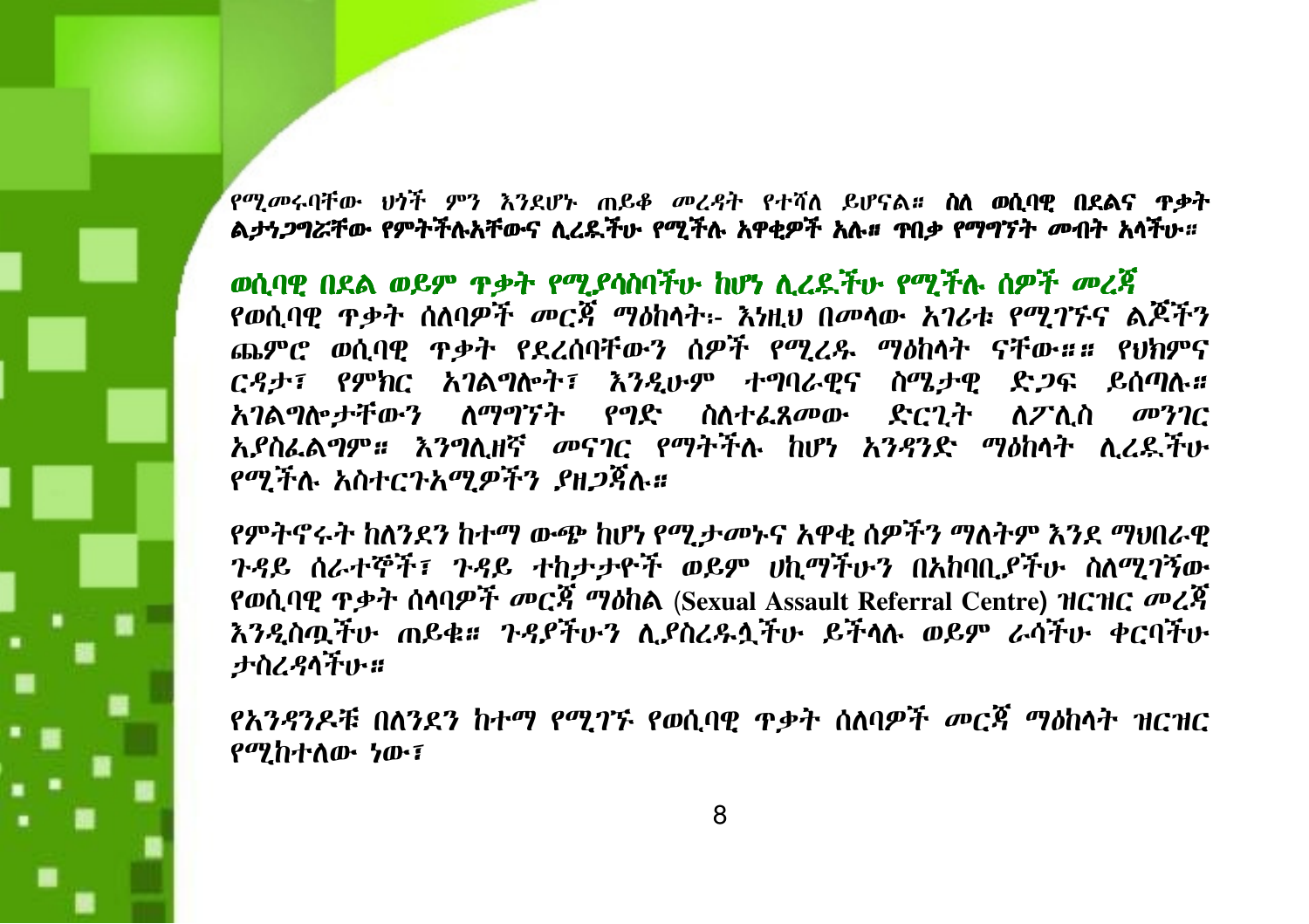የሚመሩባቸው ህጎች ምን እንደሆኑ ጠይቆ መረዳት የተሻለ ይሆናል። **ስለ ወሲባዊ በደልና ጥቃት ልታነጋግሯቸው የምትችሉአቸውና ሊረዱችሁ የሚችሉ አዋቂዎች አሉ። ጥበቃ የማግኘት መብት አላችሁ።**

## ወሲባዊ በደል ወይም ጥቃት የሚያሳስባችሁ ከሆነ ሊረዱችሁ የሚችሉ ሰዎች መረጃ

የወሲባዊ ጥቃት ሰለባዎች መርጃ ማዕከላት፡- እነዚህ በመላው አገሪቱ የሚገኙና ልጆችን ጨምሮ ወሲባዊ ጥቃት የደረሰባቸውን ሰዎች የሚረዱ ማዕከላት ናቸው።። የህክምና ርዳታ፣ የምክር አገልግሎት፣ እንዲሁም ተግባራዊና ስሜታዊ ድጋፍ ይሰጣሉ። አገልግሎታቸውን ለማግኘት የግድ ስለተፈጸመው ድርጊት ለፖሊስ መንገር አያስፈልግም። እንግሊዘኛ መናገር የማትችሉ ከሆነ አንዳንድ ማዕከላት ሊረዱችሁ የሚችሉ አስተርጉአሚዎችን ያዘጋጃሉ።

የምትኖሩት ከለንደን ከተማ ውጭ ከሆነ የሚታመኑና አዋቂ ሰዎችን ማለትም እንደ ማህበራዊ ጉዳይ ሰራተኞች፣ ጉዳይ ተከታታዮች ወይም ሀኪማችሁን በአከባቢያችሁ ስለሚገኘው የወሲባዊ ጥቃት ሰላባዎች መርጃ ማዕከል (Sexual Assault Referral Centre) ዝርዝር መረጃ እንዲሰጧችሁ ጠይቁ። ጉዳያችሁን ሊያስረዱላችሁ ይችላሉ ወይም ራሳችሁ ቀርባችሁ ታስረዳላችሁ።

የአንዳንዶቹ በለንደን ከተማ የሚገኙ የወሲባዊ ጥቃት ሰለባዎች መርጃ ማዕከላት ዝርዝር የሚከተለው ነው፣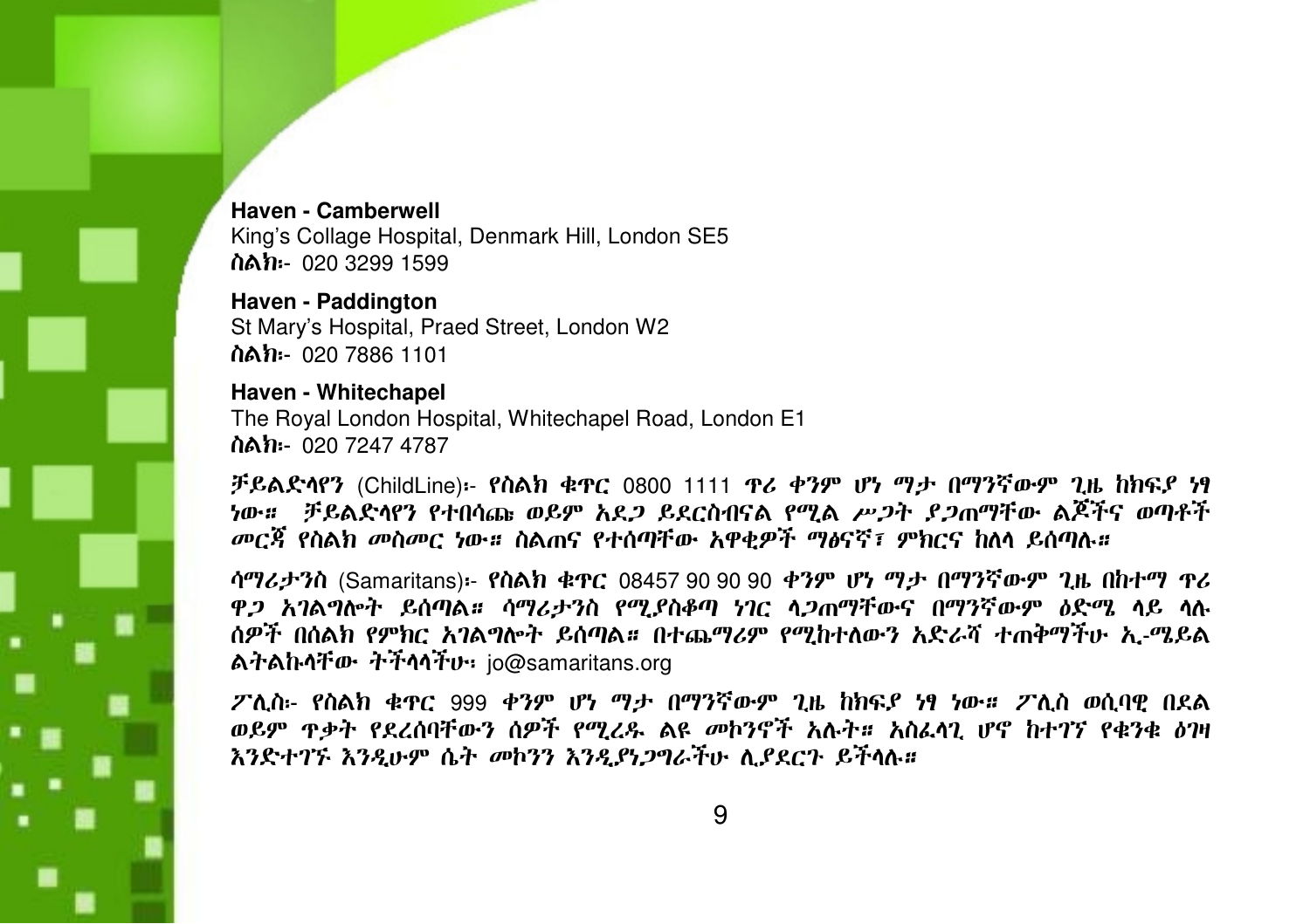**Haven - Camberwell**
King's Collage Hospital, Denmark Hill, London SE5
**ስልክ፡-** 020 3299 1599

**Haven - Paddington**
St Mary's Hospital, Praed Street, London W2
**ስልክ፡-** 020 7886 1101

**Haven - Whitechapel**
The Royal London Hospital, Whitechapel Road, London E1
**ስልክ፡-** 020 7247 4787

**ቻይልድላየን** (ChildLine)፡- *የስልክ ቁጥር* 0800 1111 *ጥሪ ቀንም ሆነ ማታ በማንኛውም ጊዜ ከክፍያ ነፃ ነው። ቻይልድላየን የተበሳጩ ወይም አደጋ ይደርስብናል የሚል ሥጋት ያጋጠማቸው ልጆችና ወጣቶች መርጃ የስልክ መስመር ነው። ስልጠና የተሰጣቸው አዋቂዎች ማፅናኛ፣ ምክርና ከለላ ይሰጣሉ።*

**ሳማሪታንስ** (Samaritans)፡- *የስልክ ቁጥር* 08457 90 90 90 *ቀንም ሆነ ማታ በማንኛውም ጊዜ በከተማ ጥሪ ዋጋ አገልግሎት ይሰጣል። ሳማሪታንስ የሚያስቆጣ ነገር ላጋጠማቸውና በማንኛውም ዕድሜ ላይ ላሉ ሰዎች በስልክ የምክር አገልግሎት ይሰጣል። በተጨማሪም የሚከተለውን አድራሻ ተጠቅማችሁ ኢ-ሜይል ልትልኩላቸው ትችላላችሁ፡* jo@samaritans.org

**ፖሊስ፡-** *የስልክ ቁጥር* 999 *ቀንም ሆነ ማታ በማንኛውም ጊዜ ከክፍያ ነፃ ነው። ፖሊስ ወሲባዊ በደል ወይም ጥቃት የደረሰባቸውን ሰዎች የሚረዱ ልዩ መኮንኖች አሉት። አስፈላጊ ሆኖ ከተገኘ የቁንቋ ዕገዛ እንድተገኙ እንዲሁም ሴት መኮንን እንዲያነጋግራችሁ ሊያደርጉ ይችላሉ።*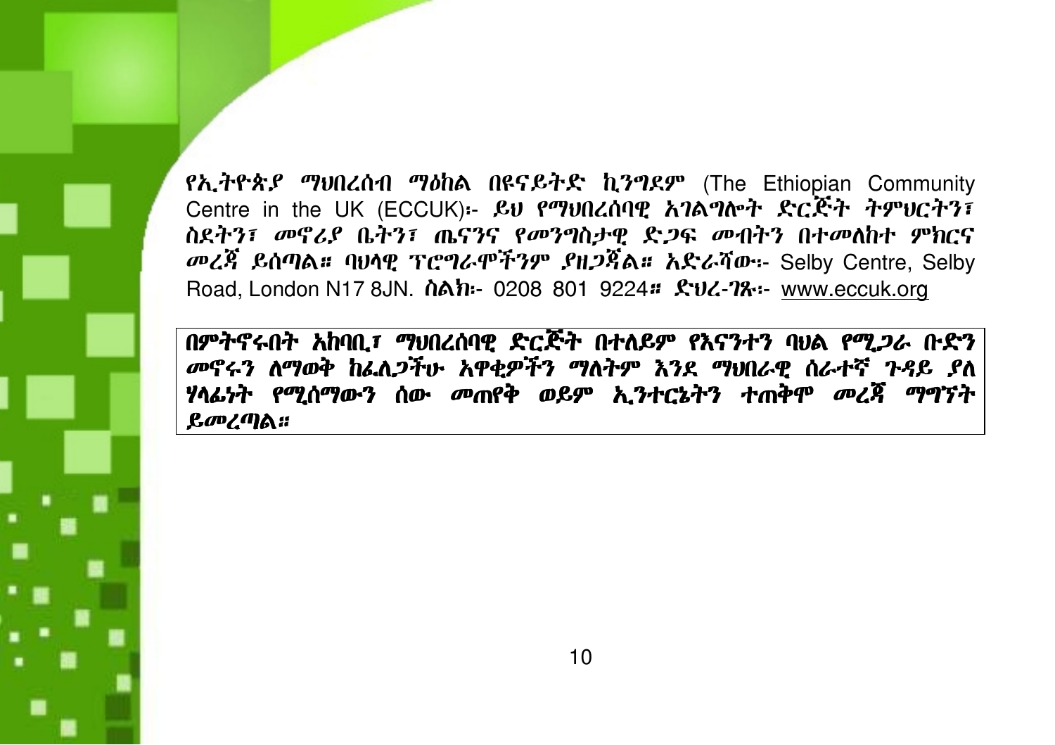**የኢትዮጵያ ማህበረሰብ ማዕከል በዩናይትድ ኪንግደም** (The Ethiopian Community Centre in the UK (ECCUK)፡- *ይህ የማህበረሰባዊ አገልግሎት ድርጅት ትምህርትን፣ ስደትን፣ መኖሪያ ቤትን፣ ጤናንና የመንግስታዊ ድጋፍ መብትን በተመለከተ ምክርና መረጃ ይሰጣል።* ባህላዊ ፕሮግራሞችንም ያዘጋጃል። አድራሻው፡- Selby Centre, Selby Road, London N17 8JN. ስልክ፡- 0208 801 9224። ድህረ-ገጹ፡- www.eccuk.org

| **በምትኖሩበት አከባቢ፣ ማህበረሰባዊ ድርጅት በተለይም የእናንተን ባህል የሚጋራ ቡድን መኖሩን ለማወቅ ከፈለጋችሁ አዋቂዎችን ማለትም እንደ ማህበራዊ ሰራተኛ ጉዳይ ያለ ሃላፊነት የሚሰማውን ሰው መጠየቅ ወይም ኢንተርኔትን ተጠቅሞ መረጃ ማግኘት ይመረጣል።** |
| --- |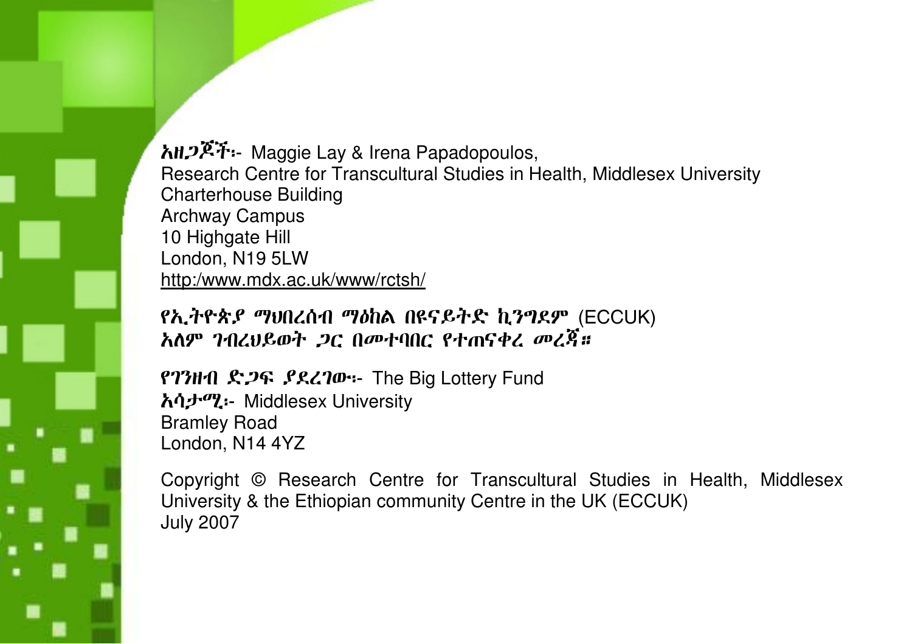**አዘጋጆች፡-** Maggie Lay & Irena Papadopoulos,
Research Centre for Transcultural Studies in Health, Middlesex University
Charterhouse Building
Archway Campus
10 Highgate Hill
London, N19 5LW
http:/www.mdx.ac.uk/www/rctsh/

**የኢትዮጵያ ማህበረሰብ ማዕከል በዩናይትድ ኪንግደም** (ECCUK)
**አለም ገብረህይወት ጋር በመተባበር የተጠናቀረ መረጃ።**

**የገንዘብ ድጋፍ ያደረገው፡-** The Big Lottery Fund
**አሳታሚ፡-** Middlesex University
Bramley Road
London, N14 4YZ

Copyright © Research Centre for Transcultural Studies in Health, Middlesex University & the Ethiopian community Centre in the UK (ECCUK)
July 2007